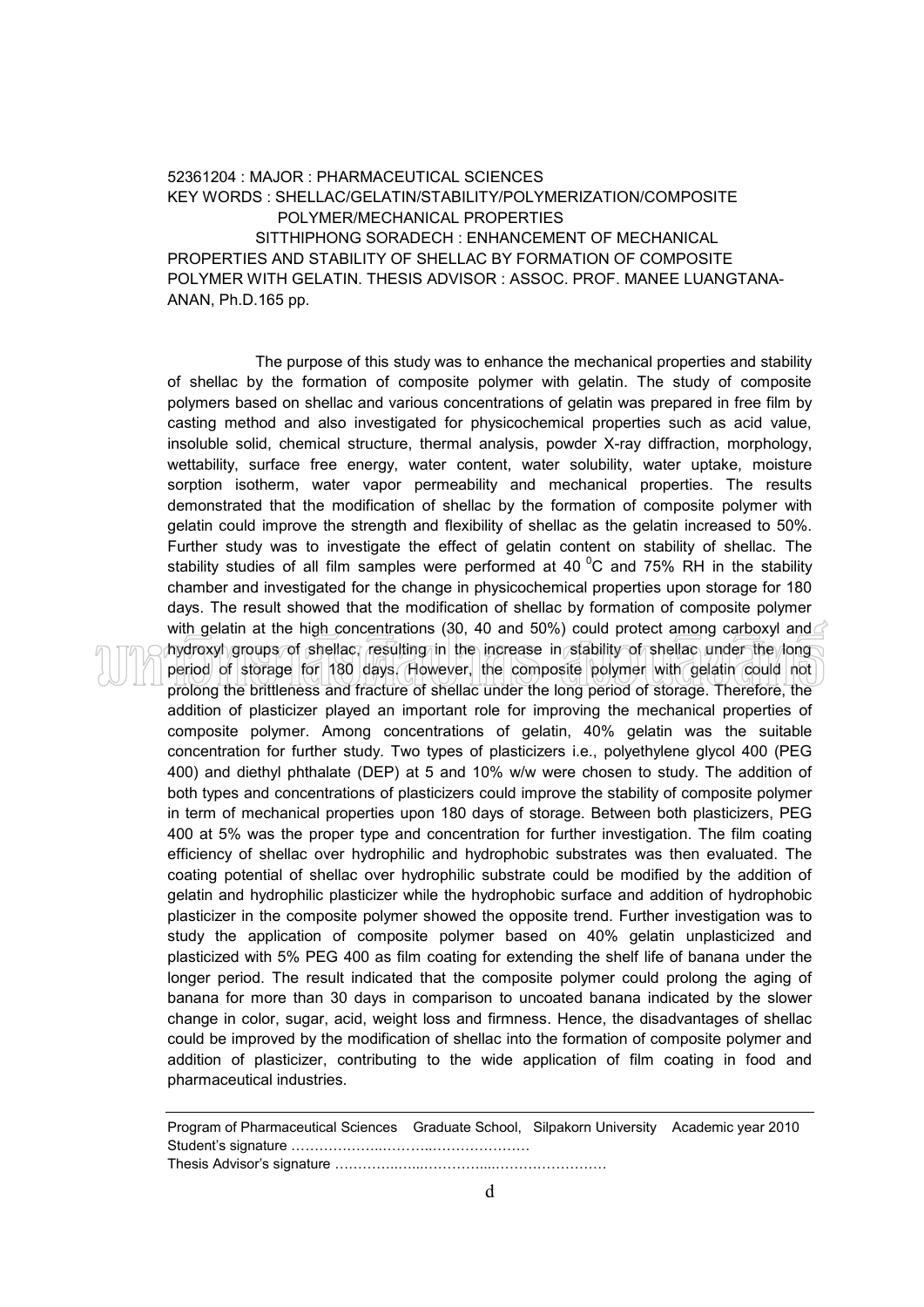52361204 : MAJOR : PHARMACEUTICAL SCIENCES

KEY WORDS : SHELLAC/GELATIN/STABILITY/POLYMERIZATION/COMPOSITE POLYMER/MECHANICAL PROPERTIES

SITTHIPHONG SORADECH : ENHANCEMENT OF MECHANICAL PROPERTIES AND STABILITY OF SHELLAC BY FORMATION OF COMPOSITE POLYMER WITH GELATIN. THESIS ADVISOR : ASSOC. PROF. MANEE LUANGTANA-ANAN, Ph.D.165 pp.

The purpose of this study was to enhance the mechanical properties and stability of shellac by the formation of composite polymer with gelatin. The study of composite polymers based on shellac and various concentrations of gelatin was prepared in free film by casting method and also investigated for physicochemical properties such as acid value, insoluble solid, chemical structure, thermal analysis, powder X-ray diffraction, morphology, wettability, surface free energy, water content, water solubility, water uptake, moisture sorption isotherm, water vapor permeability and mechanical properties. The results demonstrated that the modification of shellac by the formation of composite polymer with gelatin could improve the strength and flexibility of shellac as the gelatin increased to 50%. Further study was to investigate the effect of gelatin content on stability of shellac. The stability studies of all film samples were performed at 40 $^0$C and 75% RH in the stability chamber and investigated for the change in physicochemical properties upon storage for 180 days. The result showed that the modification of shellac by formation of composite polymer with gelatin at the high concentrations (30, 40 and 50%) could protect among carboxyl and hydroxyl groups of shellac, resulting in the increase in stability of shellac under the long period of storage for 180 days. However, the composite polymer with gelatin could not prolong the brittleness and fracture of shellac under the long period of storage. Therefore, the addition of plasticizer played an important role for improving the mechanical properties of composite polymer. Among concentrations of gelatin, 40% gelatin was the suitable concentration for further study. Two types of plasticizers i.e., polyethylene glycol 400 (PEG 400) and diethyl phthalate (DEP) at 5 and 10% w/w were chosen to study. The addition of both types and concentrations of plasticizers could improve the stability of composite polymer in term of mechanical properties upon 180 days of storage. Between both plasticizers, PEG 400 at 5% was the proper type and concentration for further investigation. The film coating efficiency of shellac over hydrophilic and hydrophobic substrates was then evaluated. The coating potential of shellac over hydrophilic substrate could be modified by the addition of gelatin and hydrophilic plasticizer while the hydrophobic surface and addition of hydrophobic plasticizer in the composite polymer showed the opposite trend. Further investigation was to study the application of composite polymer based on 40% gelatin unplasticized and plasticized with 5% PEG 400 as film coating for extending the shelf life of banana under the longer period. The result indicated that the composite polymer could prolong the aging of banana for more than 30 days in comparison to uncoated banana indicated by the slower change in color, sugar, acid, weight loss and firmness. Hence, the disadvantages of shellac could be improved by the modification of shellac into the formation of composite polymer and addition of plasticizer, contributing to the wide application of film coating in food and pharmaceutical industries.

Program of Pharmaceutical Sciences Graduate School, Silpakorn University Academic year 2010

Student's signature ……………………………………………

Thesis Advisor's signature ……………………………………………………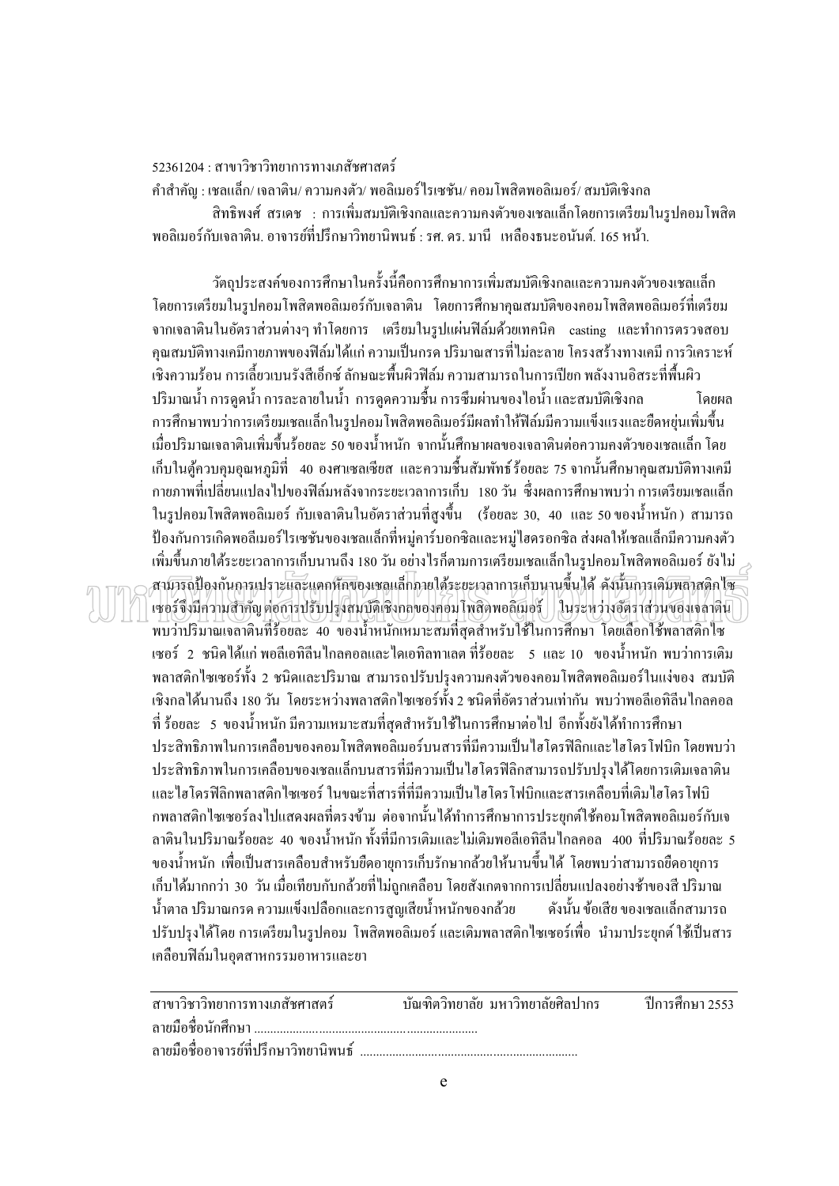52361204 : สาขาวิชาวิทยาการทางเภสัชศาสตร์

คำสำคัญ : เชลแล็ก/ เจลาติน/ ความคงตัว/ พอลิเมอร์ไรเซชัน/ คอมโพสิตพอลิเมอร์/ สมบัติเชิงกล

สิทธิพงศ์ สรเดช : การเพิ่มสมบัติเชิงกลและความคงตัวของเชลแล็กโดยการเตรียมในรูปคอมโพสิตพอลิเมอร์กับเจลาติน. อาจารย์ที่ปรึกษาวิทยานิพนธ์ : รศ. ดร. มานี เหลืองธนะอนันต์. 165 หน้า.

วัตถุประสงค์ของการศึกษาในครั้งนี้คือการศึกษาการเพิ่มสมบัติเชิงกลและความคงตัวของเชลแล็ก โดยการเตรียมในรูปคอมโพสิตพอลิเมอร์กับเจลาติน โดยการศึกษาคุณสมบัติของคอมโพสิตพอลิเมอร์ที่เตรียมจากเจลาตินในอัตราส่วนต่างๆ ทำโดยการ เตรียมในรูปแผ่นฟิล์มด้วยเทคนิค casting และทำการตรวจสอบคุณสมบัติทางเคมีกายภาพของฟิล์มได้แก่ ความเป็นกรด ปริมาณสารที่ไม่ละลาย โครงสร้างทางเคมี การวิเคราะห์เชิงความร้อน การเลี้ยวเบนรังสีเอ็กซ์ ลักษณะพื้นผิวฟิล์ม ความสามารถในการเปียก พลังงานอิสระที่พื้นผิว ปริมาณน้ำ การดูดน้ำ การละลายในน้ำ การดูดความชื้น การซึมผ่านของไอน้ำ และสมบัติเชิงกล โดยผลการศึกษาพบว่าการเตรียมเชลแล็กในรูปคอมโพสิตพอลิเมอร์มีผลทำให้ฟิล์มมีความแข็งแรงและยืดหยุ่นเพิ่มขึ้นเมื่อปริมาณเจลาตินเพิ่มขึ้นร้อยละ 50 ของน้ำหนัก จากนั้นศึกษาผลของเจลาตินต่อความคงตัวของเชลแล็ก โดยเก็บในตู้ควบคุมอุณหภูมิที่ 40 องศาเซลเซียส และความชื้นสัมพัทธ์ร้อยละ 75 จากนั้นศึกษาคุณสมบัติทางเคมีกายภาพที่เปลี่ยนแปลงไปของฟิล์มหลังจากระยะเวลาการเก็บ 180 วัน ซึ่งผลการศึกษาพบว่า การเตรียมเชลแล็กในรูปคอมโพสิตพอลิเมอร์ กับเจลาตินในอัตราส่วนที่สูงขึ้น (ร้อยละ 30, 40 และ 50 ของน้ำหนัก) สามารถป้องกันการเกิดพอลิเมอร์ไรเซชันของเชลแล็กที่หมู่คาร์บอกซิลและหมู่ไฮดรอกซิล ส่งผลให้เชลแล็กมีความคงตัวเพิ่มขึ้นภายใต้ระยะเวลาการเก็บนานถึง 180 วัน อย่างไรก็ตามการเตรียมเชลแล็กในรูปคอมโพสิตพอลิเมอร์ ยังไม่สามารถป้องกันการเปราะและแตกหักของเชลแล็กภายใต้ระยะเวลาการเก็บนานขึ้นได้ ดังนั้นการเติมพลาสติกไซเซอร์จึงมีความสำคัญ ต่อการปรับปรุงสมบัติเชิงกลของคอมโพสิตพอลิเมอร์ ในระหว่างอัตราส่วนของเจลาตินพบว่าปริมาณเจลาตินที่ร้อยละ 40 ของน้ำหนักเหมาะสมที่สุดสำหรับใช้ในการศึกษา โดยเลือกใช้พลาสติกไซเซอร์ 2 ชนิดได้แก่ พอลิเอทิลีนไกลคอลและไดเอทิลทาเลต ที่ร้อยละ 5 และ 10 ของน้ำหนัก พบว่าการเติมพลาสติกไซเซอร์ทั้ง 2 ชนิดและปริมาณ สามารถปรับปรุงความคงตัวของคอมโพสิตพอลิเมอร์ในแง่ของ สมบัติเชิงกลได้นานถึง 180 วัน โดยระหว่างพลาสติกไซเซอร์ทั้ง 2 ชนิดที่อัตราส่วนเท่ากัน พบว่าพอลิเอทิลีนไกลคอลที่ ร้อยละ 5 ของน้ำหนัก มีความเหมาะสมที่สุดสำหรับใช้ในการศึกษาต่อไป อีกทั้งยังได้ทำการศึกษาประสิทธิภาพในการเคลือบของคอมโพสิตพอลิเมอร์บนสารที่มีความเป็นไฮโดรฟิลิกและไฮโดรโฟบิก โดยพบว่าประสิทธิภาพในการเคลือบของเชลแล็กบนสารที่มีความเป็นไฮโดรฟิลิกสามารถปรับปรุงได้โดยการเติมเจลาตินและไฮโดรฟิลิกพลาสติกไซเซอร์ ในขณะที่สารที่มีความเป็นไฮโดรโฟบิกและสารเคลือบที่เติมไฮโดรโฟบิกพลาสติกไซเซอร์ลงไปแสดงผลที่ตรงข้าม ต่อจากนั้นได้ทำการศึกษาการประยุกต์ใช้คอมโพสิตพอลิเมอร์กับเจลาตินในปริมาณร้อยละ 40 ของน้ำหนัก ทั้งที่มีการเติมและไม่เติมพอลิเอทิลีนไกลคอล 400 ที่ปริมาณร้อยละ 5 ของน้ำหนัก เพื่อเป็นสารเคลือบสำหรับยืดอายุการเก็บรักษากล้วยให้นานขึ้นได้ โดยพบว่าสามารถยืดอายุการเก็บได้มากกว่า 30 วัน เมื่อเทียบกับกล้วยที่ไม่ถูกเคลือบ โดยสังเกตจากการเปลี่ยนแปลงอย่างช้าของสี ปริมาณน้ำตาล ปริมาณกรด ความแข็งเปลือกและการสูญเสียน้ำหนักของกล้วย ดังนั้น ข้อเสีย ของเชลแล็กสามารถปรับปรุงได้โดย การเตรียมในรูปคอม โพสิตพอลิเมอร์ และเติมพลาสติกไซเซอร์เพื่อ นำมาประยุกต์ ใช้เป็นสารเคลือบฟิล์มในอุตสาหกรรมอาหารและยา

สาขาวิชาวิทยาการทางเภสัชศาสตร์ บัณฑิตวิทยาลัย มหาวิทยาลัยศิลปากร ปีการศึกษา 2553

ลายมือชื่อนักศึกษา ........................................................................

ลายมือชื่ออาจารย์ที่ปรึกษาวิทยานิพนธ์ ........................................................................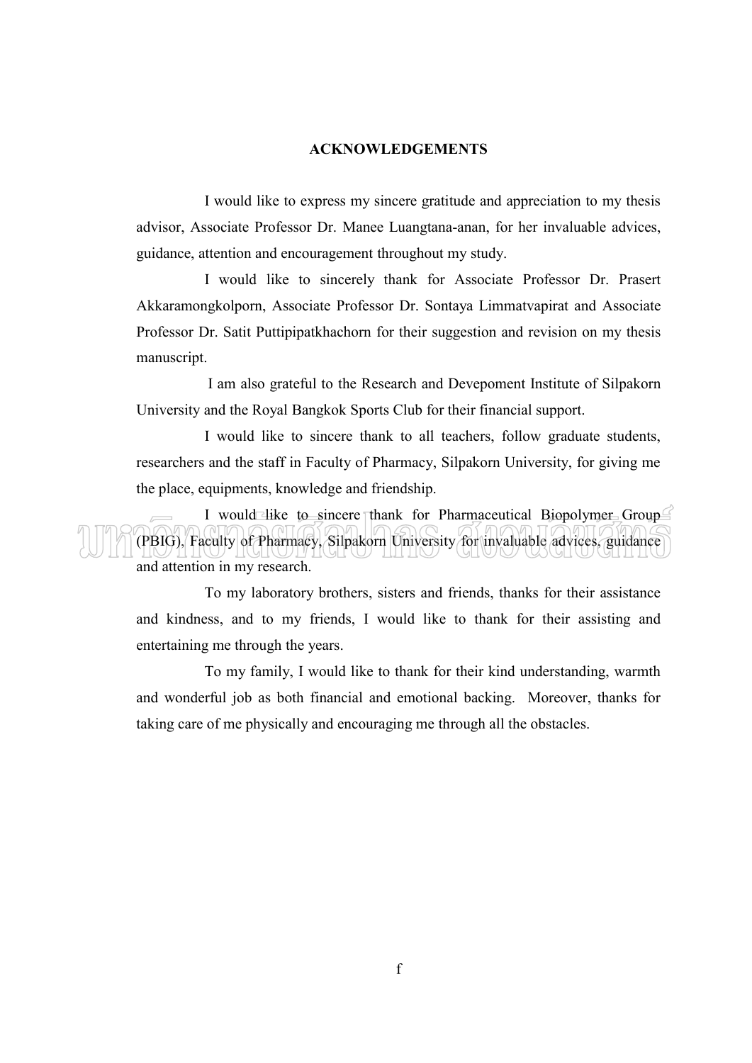# ACKNOWLEDGEMENTS

I would like to express my sincere gratitude and appreciation to my thesis advisor, Associate Professor Dr. Manee Luangtana-anan, for her invaluable advices, guidance, attention and encouragement throughout my study.

I would like to sincerely thank for Associate Professor Dr. Prasert Akkaramongkolporn, Associate Professor Dr. Sontaya Limmatvapirat and Associate Professor Dr. Satit Puttipipatkhachorn for their suggestion and revision on my thesis manuscript.

I am also grateful to the Research and Devepoment Institute of Silpakorn University and the Royal Bangkok Sports Club for their financial support.

I would like to sincere thank to all teachers, follow graduate students, researchers and the staff in Faculty of Pharmacy, Silpakorn University, for giving me the place, equipments, knowledge and friendship.

I would like to sincere thank for Pharmaceutical Biopolymer Group (PBIG), Faculty of Pharmacy, Silpakorn University for invaluable advices, guidance and attention in my research.

To my laboratory brothers, sisters and friends, thanks for their assistance and kindness, and to my friends, I would like to thank for their assisting and entertaining me through the years.

To my family, I would like to thank for their kind understanding, warmth and wonderful job as both financial and emotional backing. Moreover, thanks for taking care of me physically and encouraging me through all the obstacles.